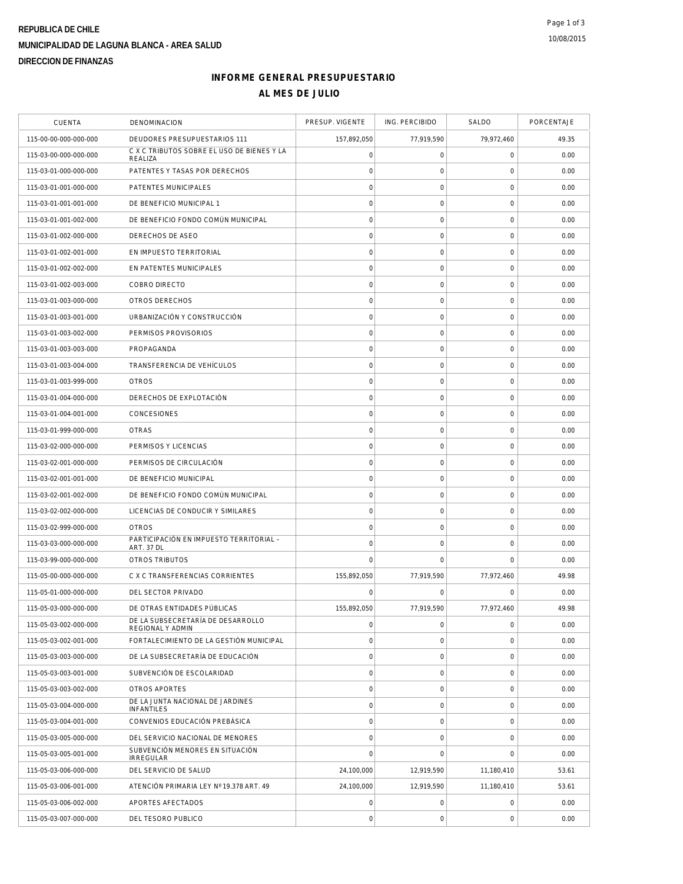**REPUBLICA DE CHILE**

**MUNICIPALIDAD DE LAGUNA BLANCA - AREA SALUD**

**DIRECCION DE FINANZAS**

10/08/2015

## INFORME GENERAL PRESUPUESTARIO

## AL MES DE JULIO

| CUENTA | DENOMINACION | PRESUP. VIGENTE | ING. PERCIBIDO | SALDO | PORCENTAJE |
|---|---|---|---|---|---|
| 115-00-00-000-000-000 | DEUDORES PRESUPUESTARIOS 111 | 157,892,050 | 77,919,590 | 79,972,460 | 49.35 |
| 115-03-00-000-000-000 | C X C TRIBUTOS SOBRE EL USO DE BIENES Y LA REALIZA | 0 | 0 | 0 | 0.00 |
| 115-03-01-000-000-000 | PATENTES Y TASAS POR DERECHOS | 0 | 0 | 0 | 0.00 |
| 115-03-01-001-000-000 | PATENTES MUNICIPALES | 0 | 0 | 0 | 0.00 |
| 115-03-01-001-001-000 | DE BENEFICIO MUNICIPAL 1 | 0 | 0 | 0 | 0.00 |
| 115-03-01-001-002-000 | DE BENEFICIO FONDO COMÚN MUNICIPAL | 0 | 0 | 0 | 0.00 |
| 115-03-01-002-000-000 | DERECHOS DE ASEO | 0 | 0 | 0 | 0.00 |
| 115-03-01-002-001-000 | EN IMPUESTO TERRITORIAL | 0 | 0 | 0 | 0.00 |
| 115-03-01-002-002-000 | EN PATENTES MUNICIPALES | 0 | 0 | 0 | 0.00 |
| 115-03-01-002-003-000 | COBRO DIRECTO | 0 | 0 | 0 | 0.00 |
| 115-03-01-003-000-000 | OTROS DERECHOS | 0 | 0 | 0 | 0.00 |
| 115-03-01-003-001-000 | URBANIZACIÓN Y CONSTRUCCIÓN | 0 | 0 | 0 | 0.00 |
| 115-03-01-003-002-000 | PERMISOS PROVISORIOS | 0 | 0 | 0 | 0.00 |
| 115-03-01-003-003-000 | PROPAGANDA | 0 | 0 | 0 | 0.00 |
| 115-03-01-003-004-000 | TRANSFERENCIA DE VEHÍCULOS | 0 | 0 | 0 | 0.00 |
| 115-03-01-003-999-000 | OTROS | 0 | 0 | 0 | 0.00 |
| 115-03-01-004-000-000 | DERECHOS DE EXPLOTACIÓN | 0 | 0 | 0 | 0.00 |
| 115-03-01-004-001-000 | CONCESIONES | 0 | 0 | 0 | 0.00 |
| 115-03-01-999-000-000 | OTRAS | 0 | 0 | 0 | 0.00 |
| 115-03-02-000-000-000 | PERMISOS Y LICENCIAS | 0 | 0 | 0 | 0.00 |
| 115-03-02-001-000-000 | PERMISOS DE CIRCULACIÓN | 0 | 0 | 0 | 0.00 |
| 115-03-02-001-001-000 | DE BENEFICIO MUNICIPAL | 0 | 0 | 0 | 0.00 |
| 115-03-02-001-002-000 | DE BENEFICIO FONDO COMÚN MUNICIPAL | 0 | 0 | 0 | 0.00 |
| 115-03-02-002-000-000 | LICENCIAS DE CONDUCIR Y SIMILARES | 0 | 0 | 0 | 0.00 |
| 115-03-02-999-000-000 | OTROS | 0 | 0 | 0 | 0.00 |
| 115-03-03-000-000-000 | PARTICIPACIÓN EN IMPUESTO TERRITORIAL – ART. 37 DL | 0 | 0 | 0 | 0.00 |
| 115-03-99-000-000-000 | OTROS TRIBUTOS | 0 | 0 | 0 | 0.00 |
| 115-05-00-000-000-000 | C X C TRANSFERENCIAS CORRIENTES | 155,892,050 | 77,919,590 | 77,972,460 | 49.98 |
| 115-05-01-000-000-000 | DEL SECTOR PRIVADO | 0 | 0 | 0 | 0.00 |
| 115-05-03-000-000-000 | DE OTRAS ENTIDADES PÚBLICAS | 155,892,050 | 77,919,590 | 77,972,460 | 49.98 |
| 115-05-03-002-000-000 | DE LA SUBSECRETARÍA DE DESARROLLO REGIONAL Y ADMIN | 0 | 0 | 0 | 0.00 |
| 115-05-03-002-001-000 | FORTALECIMIENTO DE LA GESTIÓN MUNICIPAL | 0 | 0 | 0 | 0.00 |
| 115-05-03-003-000-000 | DE LA SUBSECRETARÍA DE EDUCACIÓN | 0 | 0 | 0 | 0.00 |
| 115-05-03-003-001-000 | SUBVENCIÓN DE ESCOLARIDAD | 0 | 0 | 0 | 0.00 |
| 115-05-03-003-002-000 | OTROS APORTES | 0 | 0 | 0 | 0.00 |
| 115-05-03-004-000-000 | DE LA JUNTA NACIONAL DE JARDINES INFANTILES | 0 | 0 | 0 | 0.00 |
| 115-05-03-004-001-000 | CONVENIOS EDUCACIÓN PREBÁSICA | 0 | 0 | 0 | 0.00 |
| 115-05-03-005-000-000 | DEL SERVICIO NACIONAL DE MENORES | 0 | 0 | 0 | 0.00 |
| 115-05-03-005-001-000 | SUBVENCIÓN MENORES EN SITUACIÓN IRREGULAR | 0 | 0 | 0 | 0.00 |
| 115-05-03-006-000-000 | DEL SERVICIO DE SALUD | 24,100,000 | 12,919,590 | 11,180,410 | 53.61 |
| 115-05-03-006-001-000 | ATENCIÓN PRIMARIA LEY Nº19.378 ART. 49 | 24,100,000 | 12,919,590 | 11,180,410 | 53.61 |
| 115-05-03-006-002-000 | APORTES AFECTADOS | 0 | 0 | 0 | 0.00 |
| 115-05-03-007-000-000 | DEL TESORO PUBLICO | 0 | 0 | 0 | 0.00 |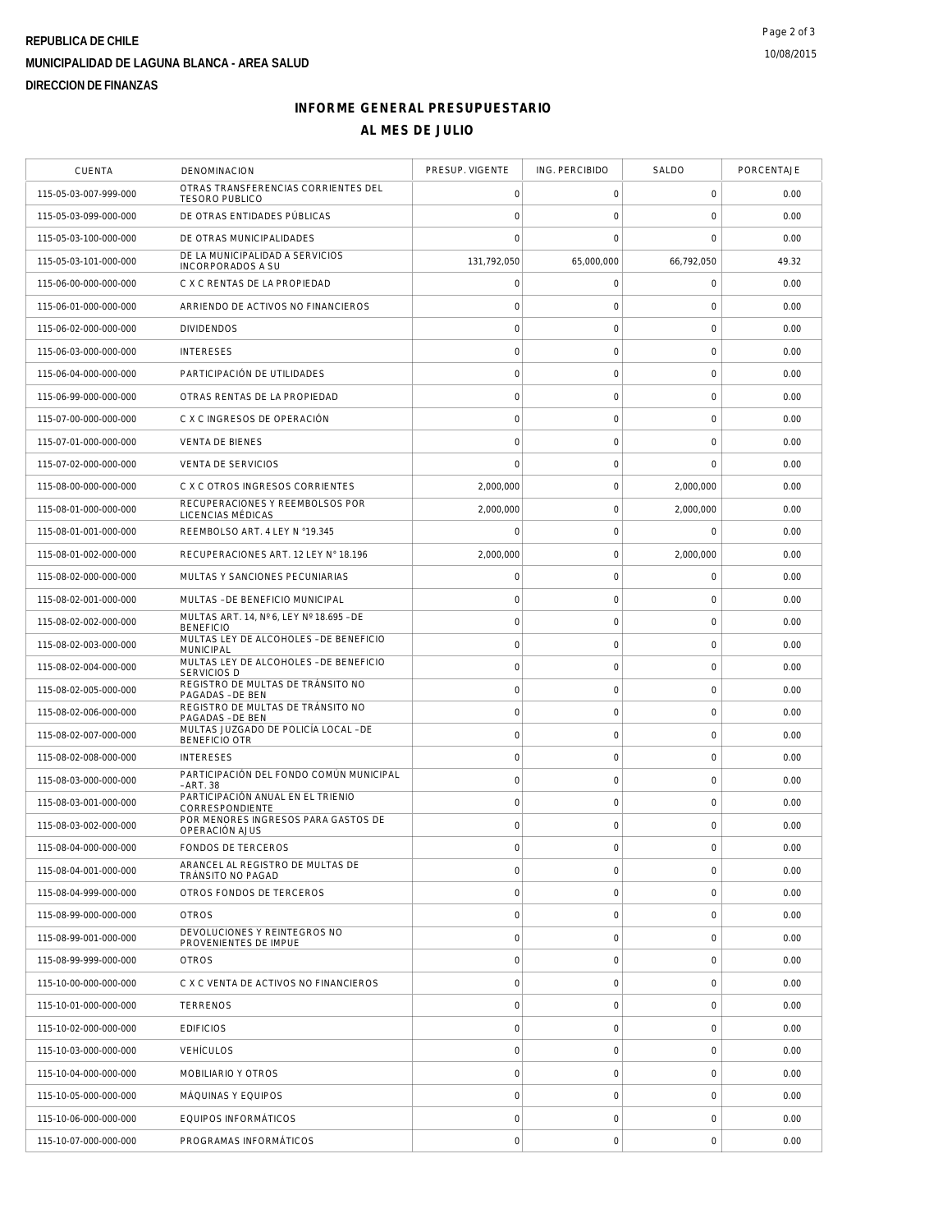**REPUBLICA DE CHILE**

**MUNICIPALIDAD DE LAGUNA BLANCA - AREA SALUD**

**DIRECCION DE FINANZAS**

# INFORME GENERAL PRESUPUESTARIO

## AL MES DE JULIO

| CUENTA | DENOMINACION | PRESUP. VIGENTE | ING. PERCIBIDO | SALDO | PORCENTAJE |
|---|---|---|---|---|---|
| 115-05-03-007-999-000 | OTRAS TRANSFERENCIAS CORRIENTES DEL TESORO PUBLICO | 0 | 0 | 0 | 0.00 |
| 115-05-03-099-000-000 | DE OTRAS ENTIDADES PÚBLICAS | 0 | 0 | 0 | 0.00 |
| 115-05-03-100-000-000 | DE OTRAS MUNICIPALIDADES | 0 | 0 | 0 | 0.00 |
| 115-05-03-101-000-000 | DE LA MUNICIPALIDAD A SERVICIOS INCORPORADOS A SU | 131,792,050 | 65,000,000 | 66,792,050 | 49.32 |
| 115-06-00-000-000-000 | C X C RENTAS DE LA PROPIEDAD | 0 | 0 | 0 | 0.00 |
| 115-06-01-000-000-000 | ARRIENDO DE ACTIVOS NO FINANCIEROS | 0 | 0 | 0 | 0.00 |
| 115-06-02-000-000-000 | DIVIDENDOS | 0 | 0 | 0 | 0.00 |
| 115-06-03-000-000-000 | INTERESES | 0 | 0 | 0 | 0.00 |
| 115-06-04-000-000-000 | PARTICIPACIÓN DE UTILIDADES | 0 | 0 | 0 | 0.00 |
| 115-06-99-000-000-000 | OTRAS RENTAS DE LA PROPIEDAD | 0 | 0 | 0 | 0.00 |
| 115-07-00-000-000-000 | C X C INGRESOS DE OPERACIÓN | 0 | 0 | 0 | 0.00 |
| 115-07-01-000-000-000 | VENTA DE BIENES | 0 | 0 | 0 | 0.00 |
| 115-07-02-000-000-000 | VENTA DE SERVICIOS | 0 | 0 | 0 | 0.00 |
| 115-08-00-000-000-000 | C X C OTROS INGRESOS CORRIENTES | 2,000,000 | 0 | 2,000,000 | 0.00 |
| 115-08-01-000-000-000 | RECUPERACIONES Y REEMBOLSOS POR LICENCIAS MÉDICAS | 2,000,000 | 0 | 2,000,000 | 0.00 |
| 115-08-01-001-000-000 | REEMBOLSO ART. 4 LEY N °19.345 | 0 | 0 | 0 | 0.00 |
| 115-08-01-002-000-000 | RECUPERACIONES ART. 12 LEY N° 18.196 | 2,000,000 | 0 | 2,000,000 | 0.00 |
| 115-08-02-000-000-000 | MULTAS Y SANCIONES PECUNIARIAS | 0 | 0 | 0 | 0.00 |
| 115-08-02-001-000-000 | MULTAS –DE BENEFICIO MUNICIPAL | 0 | 0 | 0 | 0.00 |
| 115-08-02-002-000-000 | MULTAS ART. 14, Nº 6, LEY Nº 18.695 –DE BENEFICIO | 0 | 0 | 0 | 0.00 |
| 115-08-02-003-000-000 | MULTAS LEY DE ALCOHOLES –DE BENEFICIO MUNICIPAL | 0 | 0 | 0 | 0.00 |
| 115-08-02-004-000-000 | MULTAS LEY DE ALCOHOLES –DE BENEFICIO SERVICIOS D | 0 | 0 | 0 | 0.00 |
| 115-08-02-005-000-000 | REGISTRO DE MULTAS DE TRÁNSITO NO PAGADAS –DE BEN | 0 | 0 | 0 | 0.00 |
| 115-08-02-006-000-000 | REGISTRO DE MULTAS DE TRÁNSITO NO PAGADAS –DE BEN | 0 | 0 | 0 | 0.00 |
| 115-08-02-007-000-000 | MULTAS JUZGADO DE POLICÍA LOCAL –DE BENEFICIO OTR | 0 | 0 | 0 | 0.00 |
| 115-08-02-008-000-000 | INTERESES | 0 | 0 | 0 | 0.00 |
| 115-08-03-000-000-000 | PARTICIPACIÓN DEL FONDO COMÚN MUNICIPAL –ART. 38 | 0 | 0 | 0 | 0.00 |
| 115-08-03-001-000-000 | PARTICIPACIÓN ANUAL EN EL TRIENIO CORRESPONDIENTE | 0 | 0 | 0 | 0.00 |
| 115-08-03-002-000-000 | POR MENORES INGRESOS PARA GASTOS DE OPERACIÓN AJUS | 0 | 0 | 0 | 0.00 |
| 115-08-04-000-000-000 | FONDOS DE TERCEROS | 0 | 0 | 0 | 0.00 |
| 115-08-04-001-000-000 | ARANCEL AL REGISTRO DE MULTAS DE TRÁNSITO NO PAGAD | 0 | 0 | 0 | 0.00 |
| 115-08-04-999-000-000 | OTROS FONDOS DE TERCEROS | 0 | 0 | 0 | 0.00 |
| 115-08-99-000-000-000 | OTROS | 0 | 0 | 0 | 0.00 |
| 115-08-99-001-000-000 | DEVOLUCIONES Y REINTEGROS NO PROVENIENTES DE IMPUE | 0 | 0 | 0 | 0.00 |
| 115-08-99-999-000-000 | OTROS | 0 | 0 | 0 | 0.00 |
| 115-10-00-000-000-000 | C X C VENTA DE ACTIVOS NO FINANCIEROS | 0 | 0 | 0 | 0.00 |
| 115-10-01-000-000-000 | TERRENOS | 0 | 0 | 0 | 0.00 |
| 115-10-02-000-000-000 | EDIFICIOS | 0 | 0 | 0 | 0.00 |
| 115-10-03-000-000-000 | VEHÍCULOS | 0 | 0 | 0 | 0.00 |
| 115-10-04-000-000-000 | MOBILIARIO Y OTROS | 0 | 0 | 0 | 0.00 |
| 115-10-05-000-000-000 | MÁQUINAS Y EQUIPOS | 0 | 0 | 0 | 0.00 |
| 115-10-06-000-000-000 | EQUIPOS INFORMÁTICOS | 0 | 0 | 0 | 0.00 |
| 115-10-07-000-000-000 | PROGRAMAS INFORMÁTICOS | 0 | 0 | 0 | 0.00 |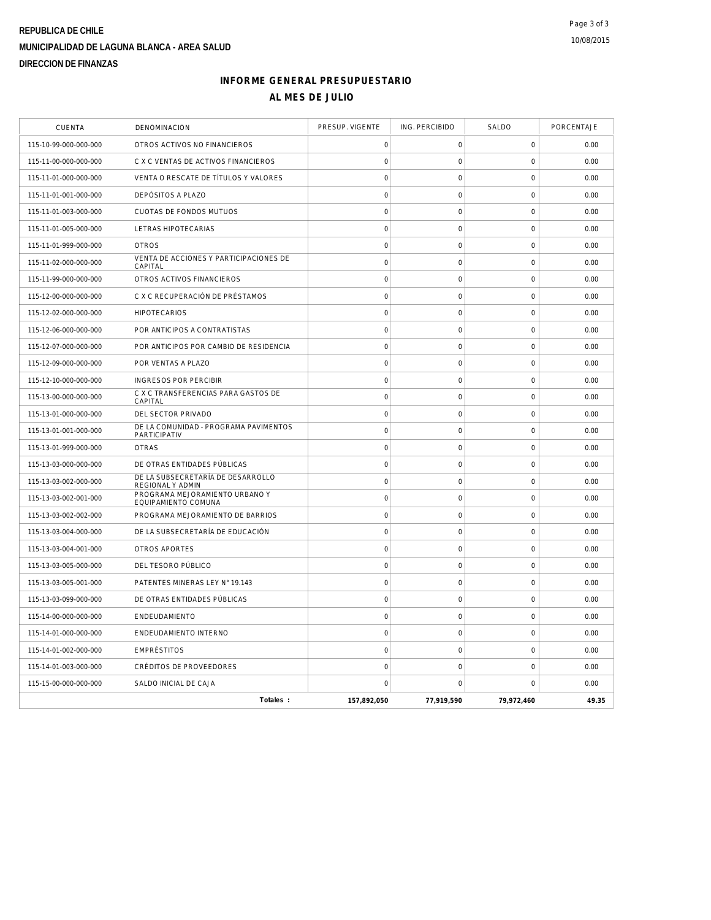**REPUBLICA DE CHILE**

**MUNICIPALIDAD DE LAGUNA BLANCA - AREA SALUD**

**DIRECCION DE FINANZAS**

## INFORME GENERAL PRESUPUESTARIO

## AL MES DE JULIO

| CUENTA | DENOMINACION | PRESUP. VIGENTE | ING. PERCIBIDO | SALDO | PORCENTAJE |
|---|---|---|---|---|---|
| 115-10-99-000-000-000 | OTROS ACTIVOS NO FINANCIEROS | 0 | 0 | 0 | 0.00 |
| 115-11-00-000-000-000 | C X C VENTAS DE ACTIVOS FINANCIEROS | 0 | 0 | 0 | 0.00 |
| 115-11-01-000-000-000 | VENTA O RESCATE DE TÍTULOS Y VALORES | 0 | 0 | 0 | 0.00 |
| 115-11-01-001-000-000 | DEPÓSITOS A PLAZO | 0 | 0 | 0 | 0.00 |
| 115-11-01-003-000-000 | CUOTAS DE FONDOS MUTUOS | 0 | 0 | 0 | 0.00 |
| 115-11-01-005-000-000 | LETRAS HIPOTECARIAS | 0 | 0 | 0 | 0.00 |
| 115-11-01-999-000-000 | OTROS | 0 | 0 | 0 | 0.00 |
| 115-11-02-000-000-000 | VENTA DE ACCIONES Y PARTICIPACIONES DE CAPITAL | 0 | 0 | 0 | 0.00 |
| 115-11-99-000-000-000 | OTROS ACTIVOS FINANCIEROS | 0 | 0 | 0 | 0.00 |
| 115-12-00-000-000-000 | C X C RECUPERACIÓN DE PRÉSTAMOS | 0 | 0 | 0 | 0.00 |
| 115-12-02-000-000-000 | HIPOTECARIOS | 0 | 0 | 0 | 0.00 |
| 115-12-06-000-000-000 | POR ANTICIPOS A CONTRATISTAS | 0 | 0 | 0 | 0.00 |
| 115-12-07-000-000-000 | POR ANTICIPOS POR CAMBIO DE RESIDENCIA | 0 | 0 | 0 | 0.00 |
| 115-12-09-000-000-000 | POR VENTAS A PLAZO | 0 | 0 | 0 | 0.00 |
| 115-12-10-000-000-000 | INGRESOS POR PERCIBIR | 0 | 0 | 0 | 0.00 |
| 115-13-00-000-000-000 | C X C TRANSFERENCIAS PARA GASTOS DE CAPITAL | 0 | 0 | 0 | 0.00 |
| 115-13-01-000-000-000 | DEL SECTOR PRIVADO | 0 | 0 | 0 | 0.00 |
| 115-13-01-001-000-000 | DE LA COMUNIDAD - PROGRAMA PAVIMENTOS PARTICIPATIV | 0 | 0 | 0 | 0.00 |
| 115-13-01-999-000-000 | OTRAS | 0 | 0 | 0 | 0.00 |
| 115-13-03-000-000-000 | DE OTRAS ENTIDADES PÚBLICAS | 0 | 0 | 0 | 0.00 |
| 115-13-03-002-000-000 | DE LA SUBSECRETARÍA DE DESARROLLO REGIONAL Y ADMIN | 0 | 0 | 0 | 0.00 |
| 115-13-03-002-001-000 | PROGRAMA MEJORAMIENTO URBANO Y EQUIPAMIENTO COMUNA | 0 | 0 | 0 | 0.00 |
| 115-13-03-002-002-000 | PROGRAMA MEJORAMIENTO DE BARRIOS | 0 | 0 | 0 | 0.00 |
| 115-13-03-004-000-000 | DE LA SUBSECRETARÍA DE EDUCACIÓN | 0 | 0 | 0 | 0.00 |
| 115-13-03-004-001-000 | OTROS APORTES | 0 | 0 | 0 | 0.00 |
| 115-13-03-005-000-000 | DEL TESORO PÚBLICO | 0 | 0 | 0 | 0.00 |
| 115-13-03-005-001-000 | PATENTES MINERAS LEY N° 19.143 | 0 | 0 | 0 | 0.00 |
| 115-13-03-099-000-000 | DE OTRAS ENTIDADES PÚBLICAS | 0 | 0 | 0 | 0.00 |
| 115-14-00-000-000-000 | ENDEUDAMIENTO | 0 | 0 | 0 | 0.00 |
| 115-14-01-000-000-000 | ENDEUDAMIENTO INTERNO | 0 | 0 | 0 | 0.00 |
| 115-14-01-002-000-000 | EMPRÉSTITOS | 0 | 0 | 0 | 0.00 |
| 115-14-01-003-000-000 | CRÉDITOS DE PROVEEDORES | 0 | 0 | 0 | 0.00 |
| 115-15-00-000-000-000 | SALDO INICIAL DE CAJA | 0 | 0 | 0 | 0.00 |
| | **Totales :** | **157,892,050** | **77,919,590** | **79,972,460** | **49.35** |